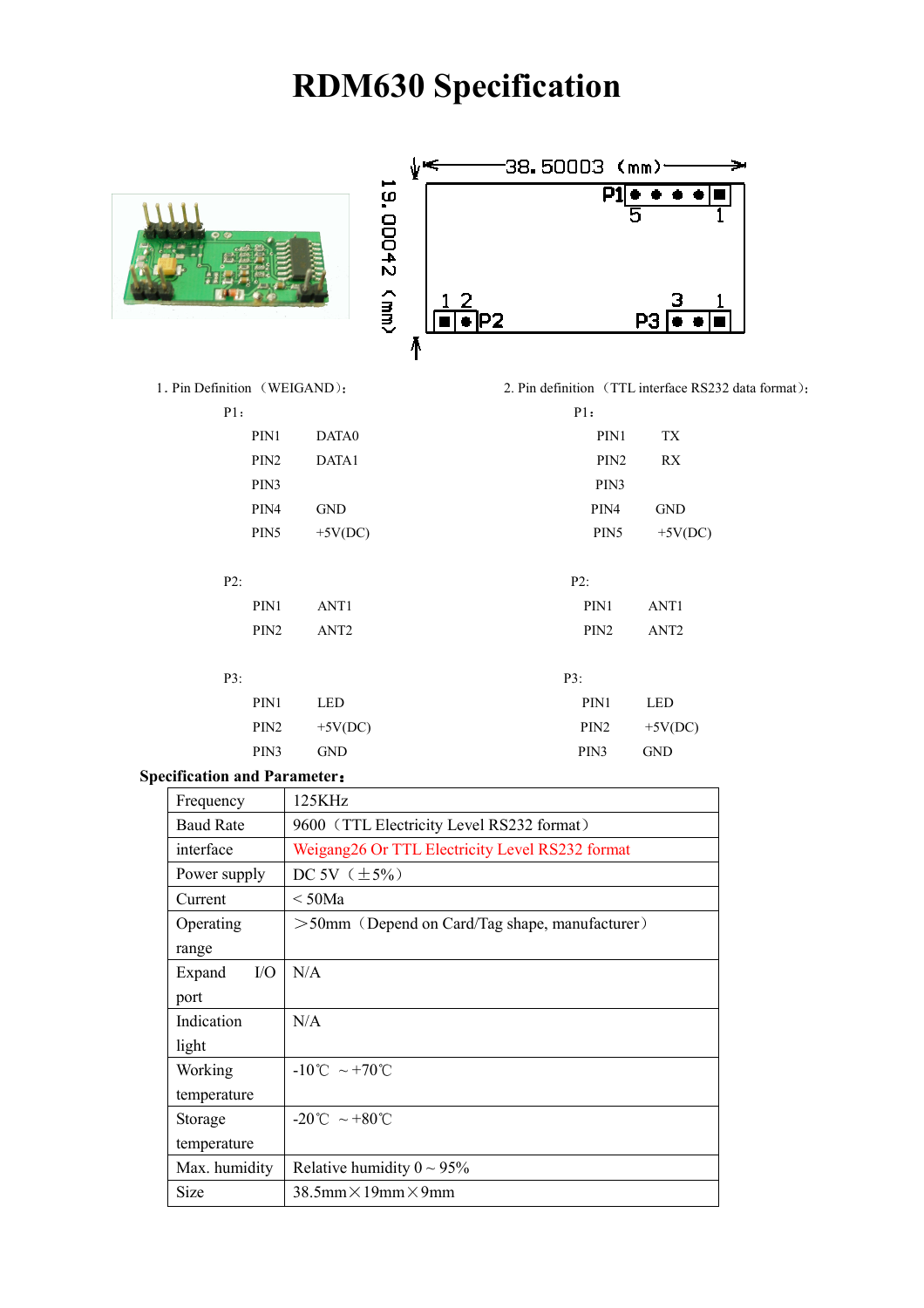# RDM630 Specification

38.50003 (mm)

19.00042 (mm)

P1 5 1

1 2 P2

3 1 P3

1. Pin Definition（WEIGAND）:

P1：

| | |
|---|---|
| PIN1 | DATA0 |
| PIN2 | DATA1 |
| PIN3 | |
| PIN4 | GND |
| PIN5 | +5V(DC) |

P2:

| | |
|---|---|
| PIN1 | ANT1 |
| PIN2 | ANT2 |

P3:

| | |
|---|---|
| PIN1 | LED |
| PIN2 | +5V(DC) |
| PIN3 | GND |

2. Pin definition（TTL interface RS232 data format）:

P1：

| | |
|---|---|
| PIN1 | TX |
| PIN2 | RX |
| PIN3 | |
| PIN4 | GND |
| PIN5 | +5V(DC) |

P2:

| | |
|---|---|
| PIN1 | ANT1 |
| PIN2 | ANT2 |

P3:

| | |
|---|---|
| PIN1 | LED |
| PIN2 | +5V(DC) |
| PIN3 | GND |

**Specification and Parameter:**

| | |
|---|---|
| Frequency | 125KHz |
| Baud Rate | 9600（TTL Electricity Level RS232 format） |
| interface | Weigang26 Or TTL Electricity Level RS232 format |
| Power supply | DC 5V（±5%） |
| Current | <50Ma |
| Operating range | >50mm（Depend on Card/Tag shape, manufacturer） |
| Expand I/O port | N/A |
| Indication light | N/A |
| Working temperature | -10℃ ~+70℃ |
| Storage temperature | -20℃ ~+80℃ |
| Max. humidity | Relative humidity 0 ~ 95% |
| Size | 38.5mm×19mm×9mm |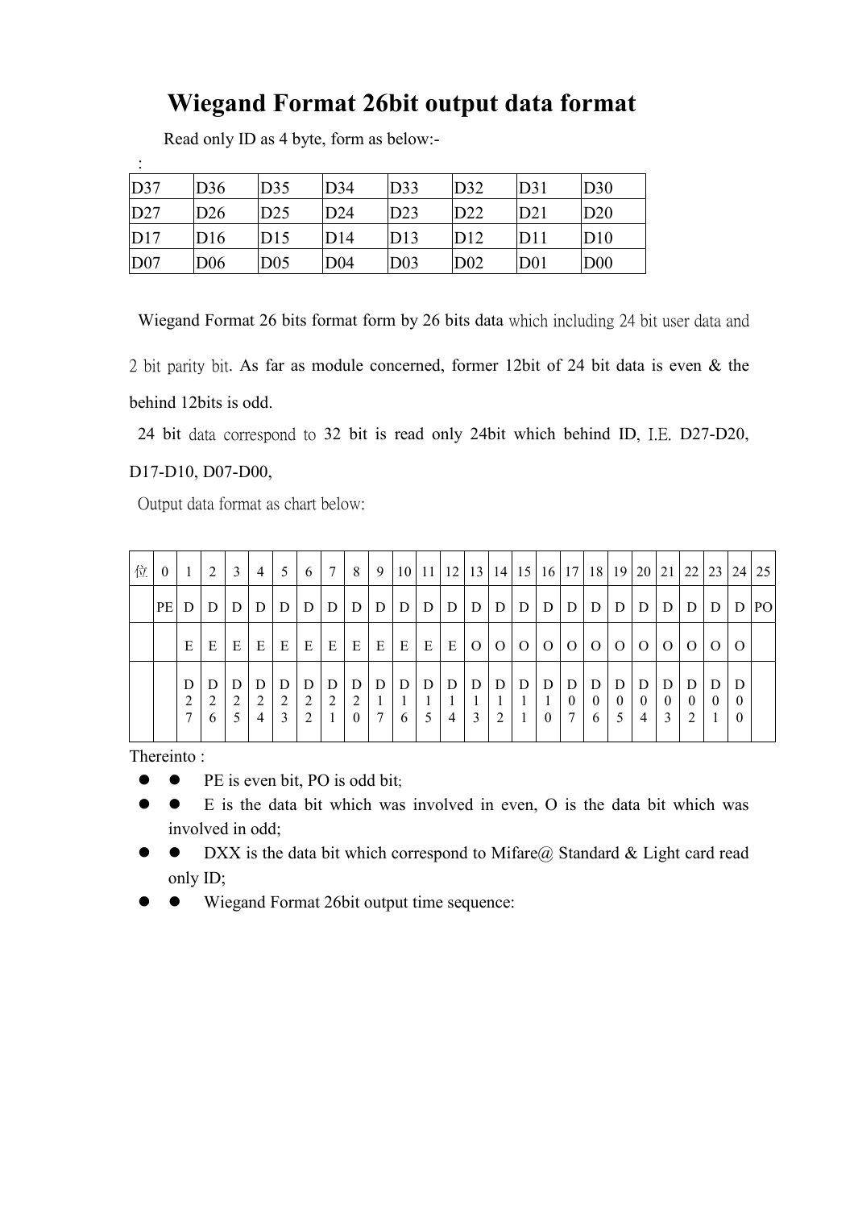# Wiegand Format 26bit output data format

Read only ID as 4 byte, form as below:-

:

| D37 | D36 | D35 | D34 | D33 | D32 | D31 | D30 |
|---|---|---|---|---|---|---|---|
| D27 | D26 | D25 | D24 | D23 | D22 | D21 | D20 |
| D17 | D16 | D15 | D14 | D13 | D12 | D11 | D10 |
| D07 | D06 | D05 | D04 | D03 | D02 | D01 | D00 |

Wiegand Format 26 bits format form by 26 bits data which including 24 bit user data and 2 bit parity bit. As far as module concerned, former 12bit of 24 bit data is even & the behind 12bits is odd.

24 bit data correspond to 32 bit is read only 24bit which behind ID, I.E. D27-D20, D17-D10, D07-D00,

Output data format as chart below:

| 位 | 0 | 1 | 2 | 3 | 4 | 5 | 6 | 7 | 8 | 9 | 10 | 11 | 12 | 13 | 14 | 15 | 16 | 17 | 18 | 19 | 20 | 21 | 22 | 23 | 24 | 25 |
|---|---|---|---|---|---|---|---|---|---|---|---|---|---|---|---|---|---|---|---|---|---|---|---|---|---|---|
| | PE | D | D | D | D | D | D | D | D | D | D | D | D | D | D | D | D | D | D | D | D | D | D | D | D | PO |
| | | E | E | E | E | E | E | E | E | E | E | E | E | O | O | O | O | O | O | O | O | O | O | O | O | |
| | | D27 | D26 | D25 | D24 | D23 | D22 | D21 | D20 | D17 | D16 | D15 | D14 | D13 | D12 | D11 | D10 | D07 | D06 | D05 | D04 | D03 | D02 | D01 | D00 | |

Thereinto :

- PE is even bit, PO is odd bit;
- E is the data bit which was involved in even, O is the data bit which was involved in odd;
- DXX is the data bit which correspond to Mifare@ Standard & Light card read only ID;
- Wiegand Format 26bit output time sequence: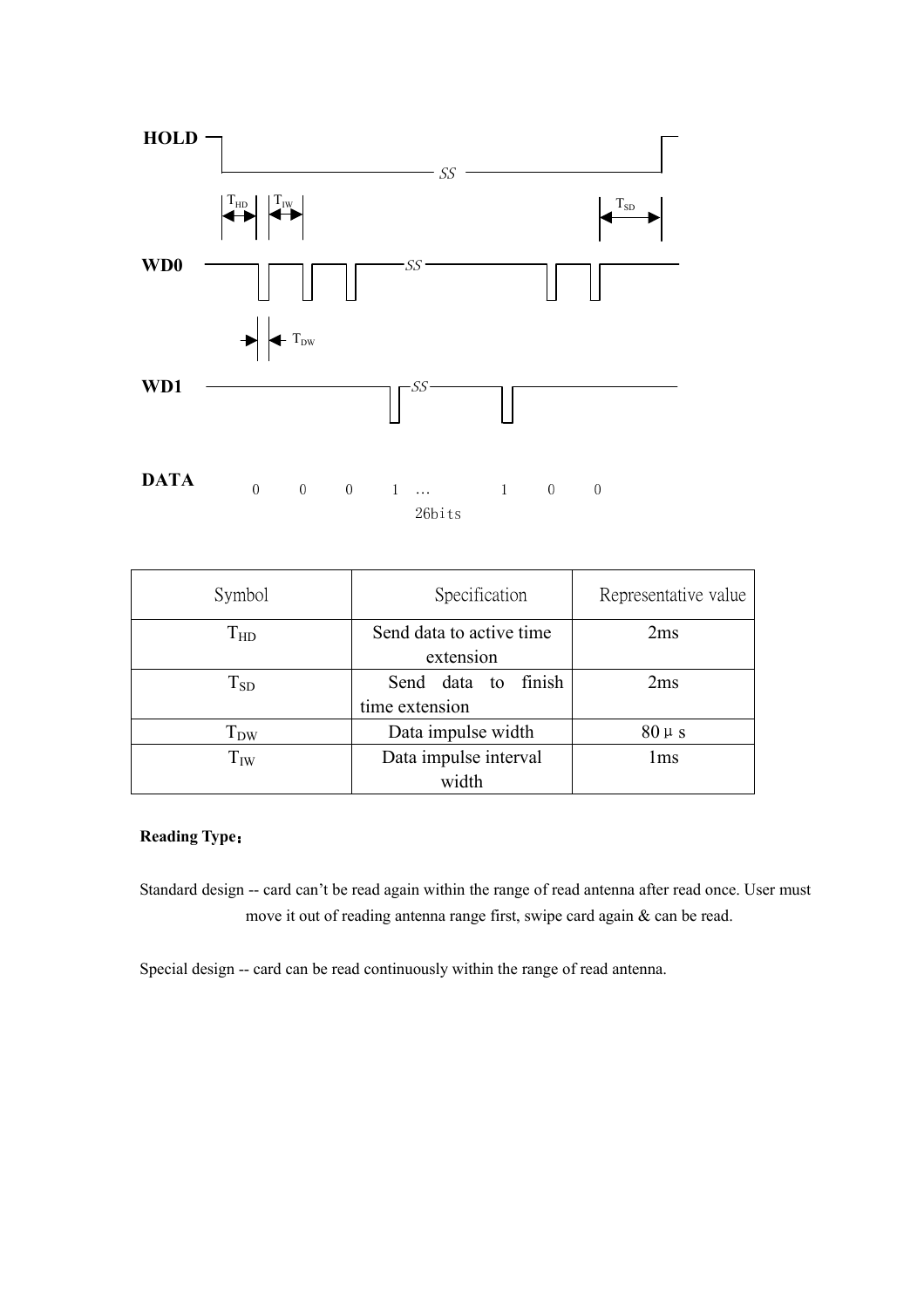HOLD

$T_{HD}$ $T_{IW}$ $T_{SD}$

WD0

$T_{DW}$

WD1

DATA 0 0 0 1 … 1 0 0

26bits

| Symbol | Specification | Representative value |
|---|---|---|
| $T_{HD}$ | Send data to active time extension | 2ms |
| $T_{SD}$ | Send data to finish time extension | 2ms |
| $T_{DW}$ | Data impulse width | 80μs |
| $T_{IW}$ | Data impulse interval width | 1ms |

**Reading Type：**

Standard design -- card can't be read again within the range of read antenna after read once. User must move it out of reading antenna range first, swipe card again & can be read.

Special design -- card can be read continuously within the range of read antenna.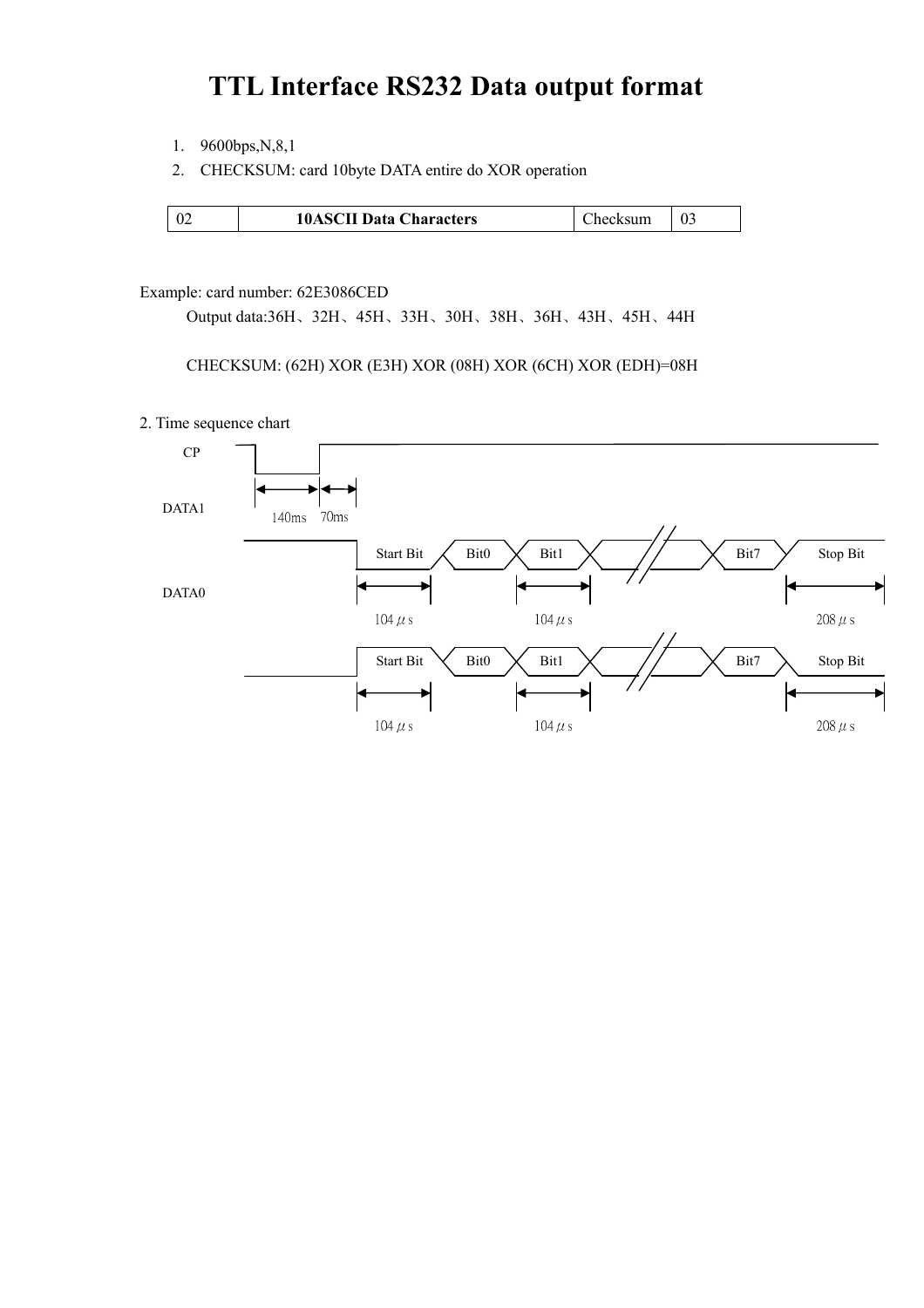# TTL Interface RS232 Data output format

1. 9600bps,N,8,1
2. CHECKSUM: card 10byte DATA entire do XOR operation

| | | | |
|---|---|---|---|
| 02 | **10ASCII Data Characters** | Checksum | 03 |

Example: card number: 62E3086CED

Output data:36H、32H、45H、33H、30H、38H、36H、43H、45H、44H

CHECKSUM: (62H) XOR (E3H) XOR (08H) XOR (6CH) XOR (EDH)=08H

2. Time sequence chart

CP

DATA1

140ms 70ms

Start Bit Bit0 Bit1 Bit7 Stop Bit

DATA0

104 $\mu$ s 104 $\mu$ s 208 $\mu$ s

Start Bit Bit0 Bit1 Bit7 Stop Bit

104 $\mu$ s 104 $\mu$ s 208 $\mu$ s